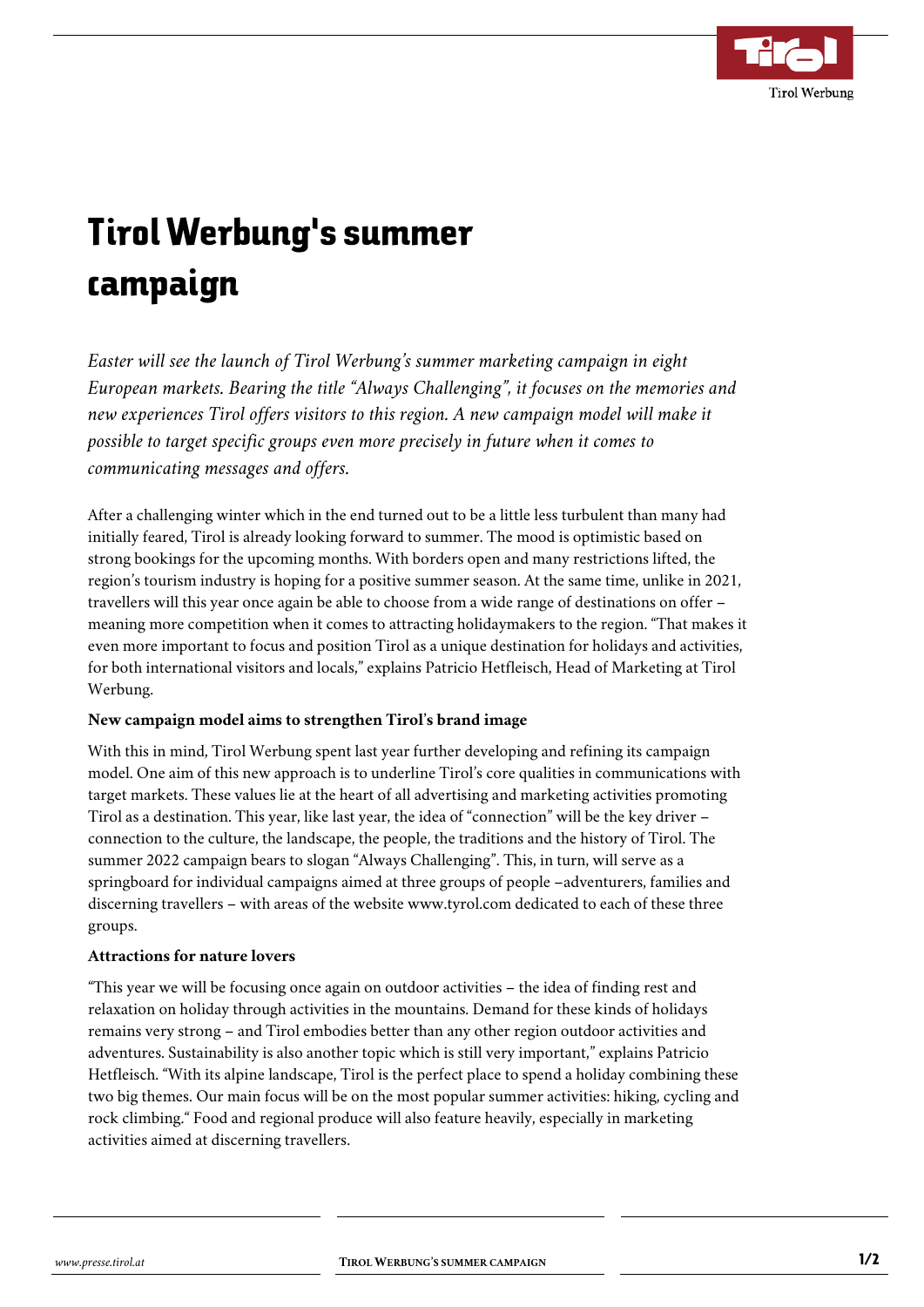# Tirol Werbung's summer campaign

*Easter will see the launch of Tirol Werbung's summer marketing campaign in eight European markets. Bearing the title "Always Challenging", it focuses on the memories and new experiences Tirol offers visitors to this region. A new campaign model will make it possible to target specific groups even more precisely in future when it comes to communicating messages and offers.*

After a challenging winter which in the end turned out to be a little less turbulent than many had initially feared, Tirol is already looking forward to summer. The mood is optimistic based on strong bookings for the upcoming months. With borders open and many restrictions lifted, the region's tourism industry is hoping for a positive summer season. At the same time, unlike in 2021, travellers will this year once again be able to choose from a wide range of destinations on offer – meaning more competition when it comes to attracting holidaymakers to the region. "That makes it even more important to focus and position Tirol as a unique destination for holidays and activities, for both international visitors and locals," explains Patricio Hetfleisch, Head of Marketing at Tirol Werbung.

**New campaign model aims to strengthen Tirol's brand image**

With this in mind, Tirol Werbung spent last year further developing and refining its campaign model. One aim of this new approach is to underline Tirol's core qualities in communications with target markets. These values lie at the heart of all advertising and marketing activities promoting Tirol as a destination. This year, like last year, the idea of "connection" will be the key driver – connection to the culture, the landscape, the people, the traditions and the history of Tirol. The summer 2022 campaign bears to slogan "Always Challenging". This, in turn, will serve as a springboard for individual campaigns aimed at three groups of people –adventurers, families and discerning travellers – with areas of the website www.tyrol.com dedicated to each of these three groups.

**Attractions for nature lovers**

"This year we will be focusing once again on outdoor activities – the idea of finding rest and relaxation on holiday through activities in the mountains. Demand for these kinds of holidays remains very strong – and Tirol embodies better than any other region outdoor activities and adventures. Sustainability is also another topic which is still very important," explains Patricio Hetfleisch. "With its alpine landscape, Tirol is the perfect place to spend a holiday combining these two big themes. Our main focus will be on the most popular summer activities: hiking, cycling and rock climbing." Food and regional produce will also feature heavily, especially in marketing activities aimed at discerning travellers.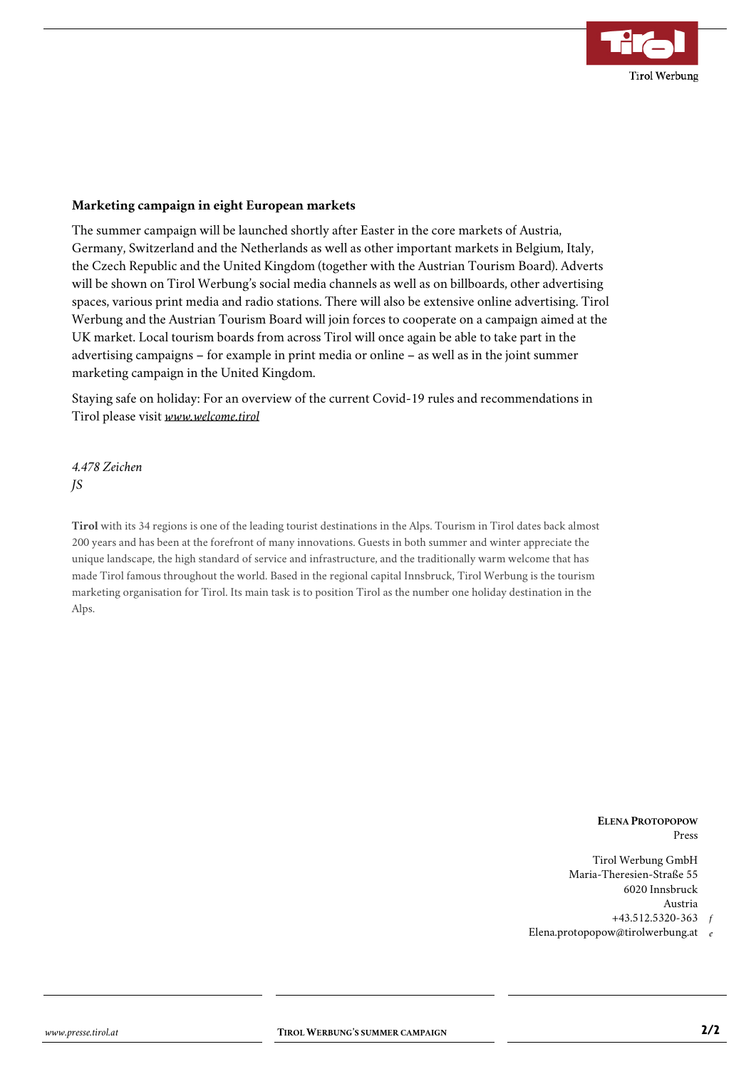**Marketing campaign in eight European markets**

The summer campaign will be launched shortly after Easter in the core markets of Austria, Germany, Switzerland and the Netherlands as well as other important markets in Belgium, Italy, the Czech Republic and the United Kingdom (together with the Austrian Tourism Board). Adverts will be shown on Tirol Werbung's social media channels as well as on billboards, other advertising spaces, various print media and radio stations. There will also be extensive online advertising. Tirol Werbung and the Austrian Tourism Board will join forces to cooperate on a campaign aimed at the UK market. Local tourism boards from across Tirol will once again be able to take part in the advertising campaigns – for example in print media or online – as well as in the joint summer marketing campaign in the United Kingdom.

Staying safe on holiday: For an overview of the current Covid-19 rules and recommendations in Tirol please visit *www.welcome.tirol*

*4.478 Zeichen*
*JS*

**Tirol** with its 34 regions is one of the leading tourist destinations in the Alps. Tourism in Tirol dates back almost 200 years and has been at the forefront of many innovations. Guests in both summer and winter appreciate the unique landscape, the high standard of service and infrastructure, and the traditionally warm welcome that has made Tirol famous throughout the world. Based in the regional capital Innsbruck, Tirol Werbung is the tourism marketing organisation for Tirol. Its main task is to position Tirol as the number one holiday destination in the Alps.

**Elena Protopopow**
Press

Tirol Werbung GmbH
Maria-Theresien-Straße 55
6020 Innsbruck
Austria
+43.512.5320-363 *f*
Elena.protopopow@tirolwerbung.at *e*